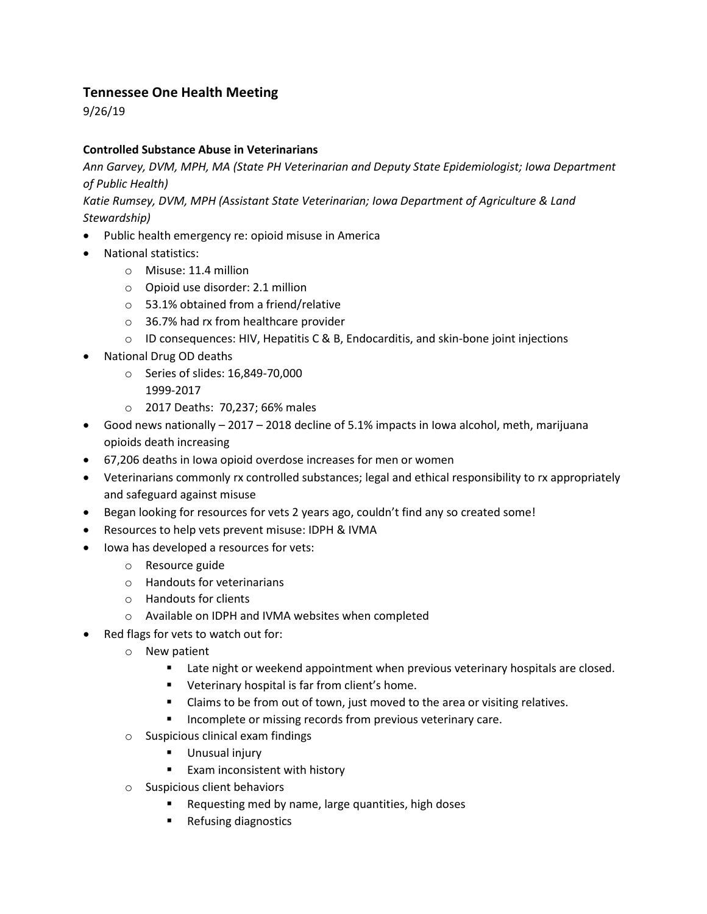## Tennessee One Health Meeting

9/26/19

**Controlled Substance Abuse in Veterinarians**

*Ann Garvey, DVM, MPH, MA (State PH Veterinarian and Deputy State Epidemiologist; Iowa Department of Public Health)*

*Katie Rumsey, DVM, MPH (Assistant State Veterinarian; Iowa Department of Agriculture & Land Stewardship)*

- Public health emergency re: opioid misuse in America
- National statistics:
  - Misuse: 11.4 million
  - Opioid use disorder: 2.1 million
  - 53.1% obtained from a friend/relative
  - 36.7% had rx from healthcare provider
  - ID consequences: HIV, Hepatitis C & B, Endocarditis, and skin-bone joint injections
- National Drug OD deaths
  - Series of slides: 16,849-70,000
    1999-2017
  - 2017 Deaths: 70,237; 66% males
- Good news nationally – 2017 – 2018 decline of 5.1% impacts in Iowa alcohol, meth, marijuana opioids death increasing
- 67,206 deaths in Iowa opioid overdose increases for men or women
- Veterinarians commonly rx controlled substances; legal and ethical responsibility to rx appropriately and safeguard against misuse
- Began looking for resources for vets 2 years ago, couldn't find any so created some!
- Resources to help vets prevent misuse: IDPH & IVMA
- Iowa has developed a resources for vets:
  - Resource guide
  - Handouts for veterinarians
  - Handouts for clients
  - Available on IDPH and IVMA websites when completed
- Red flags for vets to watch out for:
  - New patient
    - Late night or weekend appointment when previous veterinary hospitals are closed.
    - Veterinary hospital is far from client's home.
    - Claims to be from out of town, just moved to the area or visiting relatives.
    - Incomplete or missing records from previous veterinary care.
  - Suspicious clinical exam findings
    - Unusual injury
    - Exam inconsistent with history
  - Suspicious client behaviors
    - Requesting med by name, large quantities, high doses
    - Refusing diagnostics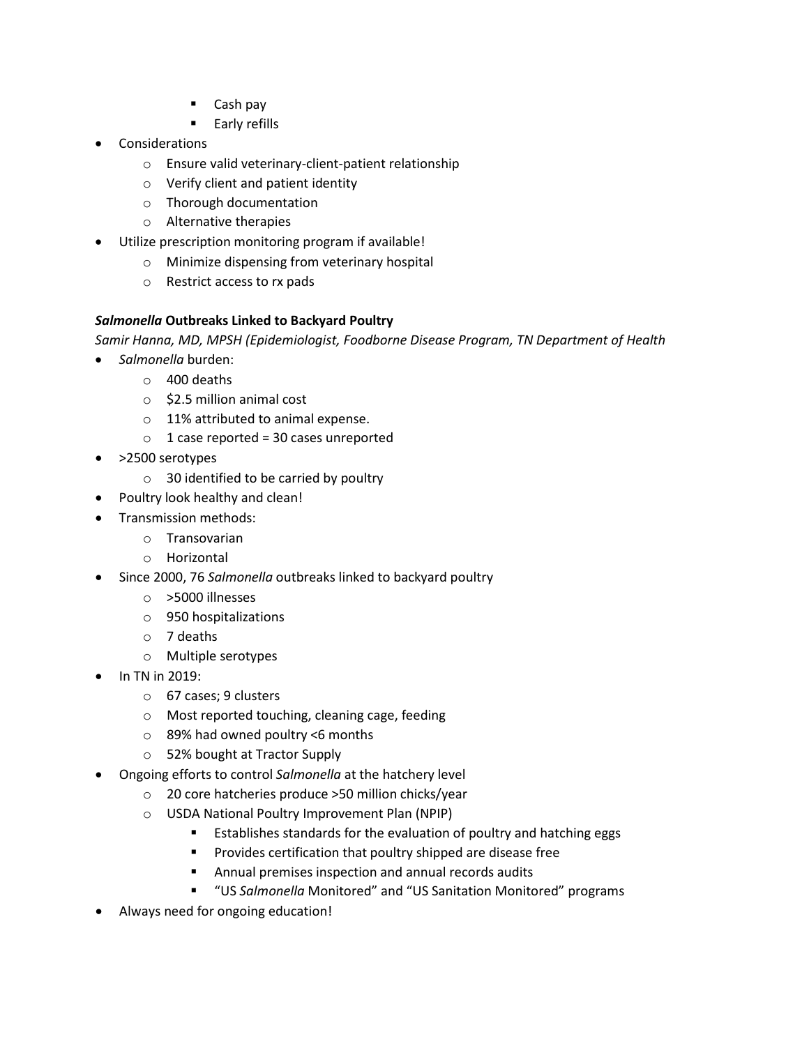- Cash pay
    - Early refills
- Considerations
  - Ensure valid veterinary-client-patient relationship
  - Verify client and patient identity
  - Thorough documentation
  - Alternative therapies
- Utilize prescription monitoring program if available!
  - Minimize dispensing from veterinary hospital
  - Restrict access to rx pads

***Salmonella* Outbreaks Linked to Backyard Poultry**

*Samir Hanna, MD, MPSH (Epidemiologist, Foodborne Disease Program, TN Department of Health*

- *Salmonella* burden:
  - 400 deaths
  - $2.5 million animal cost
  - 11% attributed to animal expense.
  - 1 case reported = 30 cases unreported
- >2500 serotypes
  - 30 identified to be carried by poultry
- Poultry look healthy and clean!
- Transmission methods:
  - Transovarian
  - Horizontal
- Since 2000, 76 *Salmonella* outbreaks linked to backyard poultry
  - >5000 illnesses
  - 950 hospitalizations
  - 7 deaths
  - Multiple serotypes
- In TN in 2019:
  - 67 cases; 9 clusters
  - Most reported touching, cleaning cage, feeding
  - 89% had owned poultry <6 months
  - 52% bought at Tractor Supply
- Ongoing efforts to control *Salmonella* at the hatchery level
  - 20 core hatcheries produce >50 million chicks/year
  - USDA National Poultry Improvement Plan (NPIP)
    - Establishes standards for the evaluation of poultry and hatching eggs
    - Provides certification that poultry shipped are disease free
    - Annual premises inspection and annual records audits
    - "US *Salmonella* Monitored" and "US Sanitation Monitored" programs
- Always need for ongoing education!